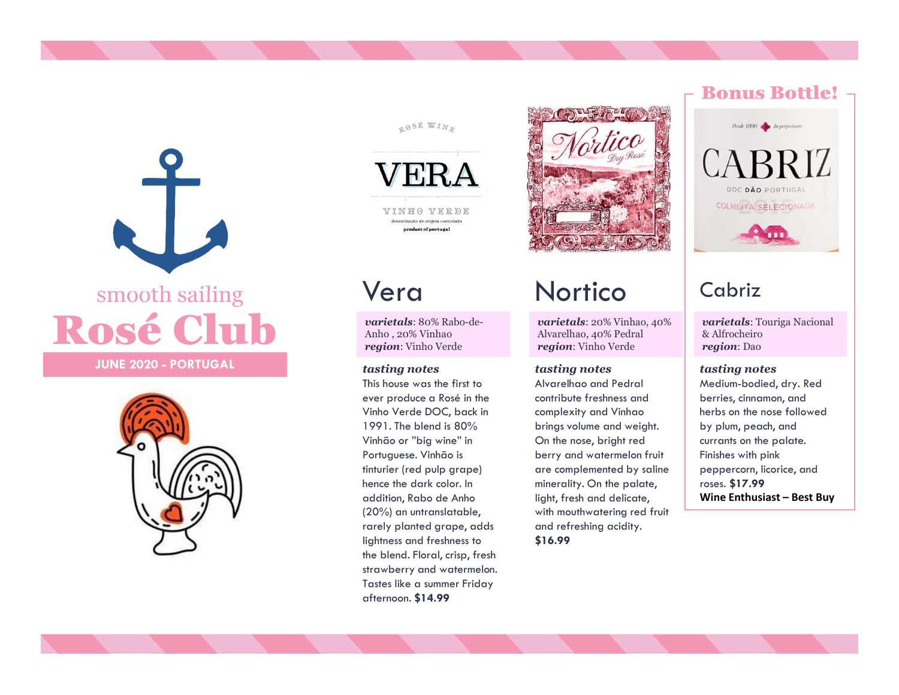smooth sailing

# Rosé Club

**JUNE 2020 - PORTUGAL**

**Bonus Bottle!**

## Vera

***varietals***: 80% Rabo-de-Anho , 20% Vinhao
***region***: Vinho Verde

***tasting notes***

This house was the first to ever produce a Rosé in the Vinho Verde DOC, back in 1991. The blend is 80% Vinhão or "big wine" in Portuguese. Vinhão is tinturier (red pulp grape) hence the dark color. In addition, Rabo de Anho (20%) an untranslatable, rarely planted grape, adds lightness and freshness to the blend. Floral, crisp, fresh strawberry and watermelon. Tastes like a summer Friday afternoon. **$14.99**

## Nortico

***varietals***: 20% Vinhao, 40% Alvarelhao, 40% Pedral
***region***: Vinho Verde

***tasting notes***

Alvarelhao and Pedral contribute freshness and complexity and Vinhao brings volume and weight. On the nose, bright red berry and watermelon fruit are complemented by saline minerality. On the palate, light, fresh and delicate, with mouthwatering red fruit and refreshing acidity. **$16.99**

## Cabriz

***varietals***: Touriga Nacional & Alfrocheiro
***region***: Dao

***tasting notes***

Medium-bodied, dry. Red berries, cinnamon, and herbs on the nose followed by plum, peach, and currants on the palate. Finishes with pink peppercorn, licorice, and roses. **$17.99**
**Wine Enthusiast – Best Buy**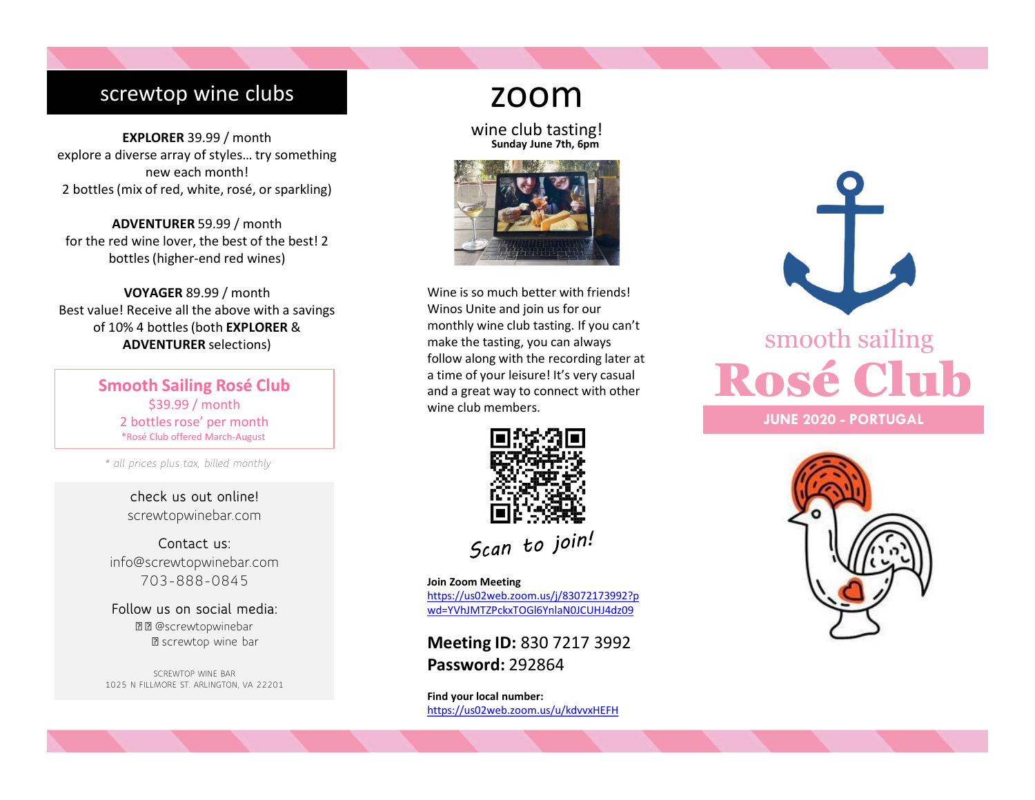## screwtop wine clubs

**EXPLORER** 39.99 / month
explore a diverse array of styles… try something new each month!
2 bottles (mix of red, white, rosé, or sparkling)

**ADVENTURER** 59.99 / month
for the red wine lover, the best of the best! 2 bottles (higher-end red wines)

**VOYAGER** 89.99 / month
Best value! Receive all the above with a savings of 10% 4 bottles (both **EXPLORER** & **ADVENTURER** selections)

**Smooth Sailing Rosé Club**
$39.99 / month
2 bottles rose' per month
*Rosé Club offered March-August

*\* all prices plus tax, billed monthly*

check us out online!
screwtopwinebar.com

Contact us:
info@screwtopwinebar.com
703-888-0845

Follow us on social media:
@screwtopwinebar
screwtop wine bar

SCREWTOP WINE BAR
1025 N FILLMORE ST. ARLINGTON, VA 22201

# zoom

wine club tasting!
**Sunday June 7th, 6pm**

Wine is so much better with friends! Winos Unite and join us for our monthly wine club tasting. If you can't make the tasting, you can always follow along with the recording later at a time of your leisure! It's very casual and a great way to connect with other wine club members.

Scan to join!

**Join Zoom Meeting**
https://us02web.zoom.us/j/83072173992?pwd=YVhJMTZPckxTOGl6YnlaN0JCUHJ4dz09

**Meeting ID:** 830 7217 3992
**Password:** 292864

**Find your local number:**
https://us02web.zoom.us/u/kdvvxHEFH

smooth sailing
# Rosé Club
**JUNE 2020 - PORTUGAL**